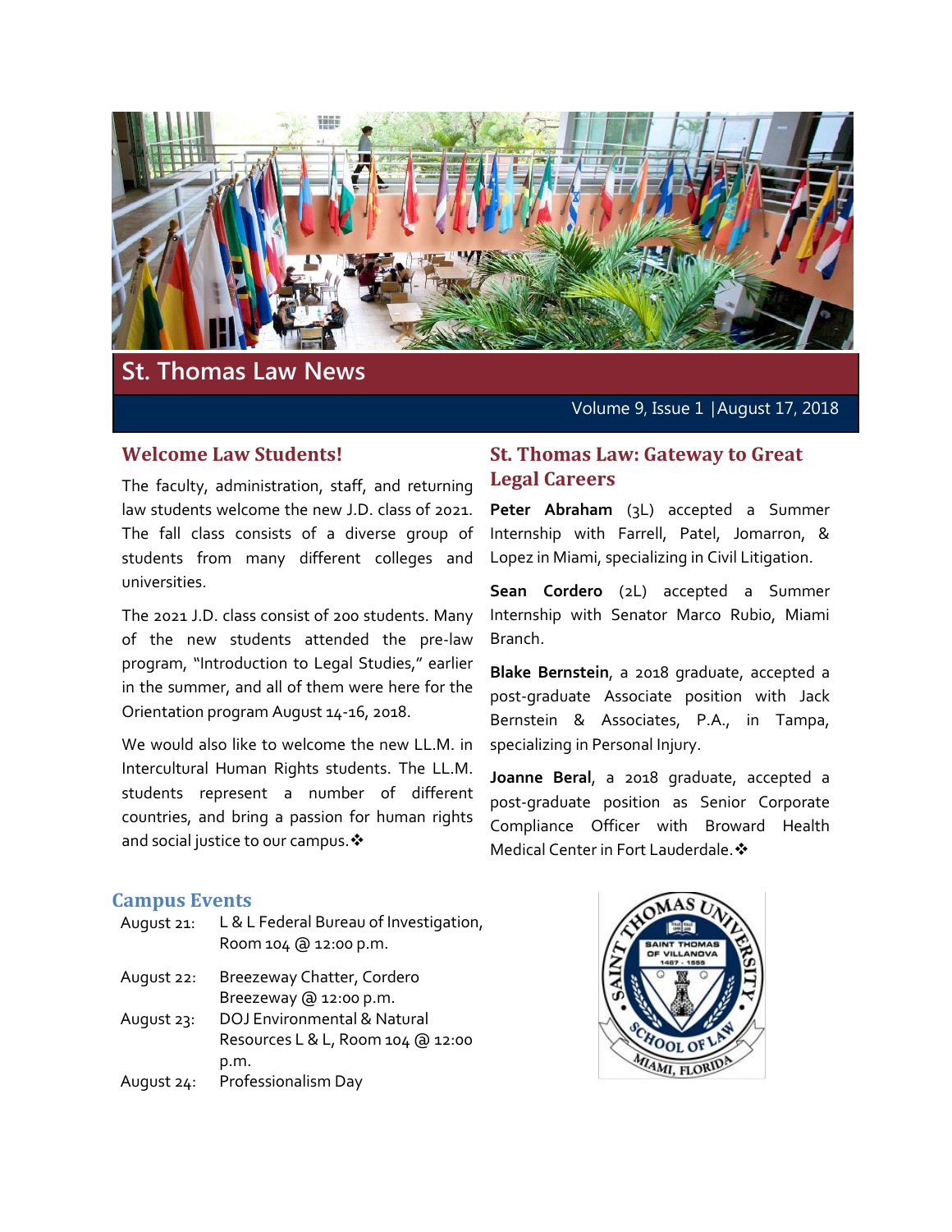# St. Thomas Law News

Volume 9, Issue 1 | August 17, 2018

## Welcome Law Students!

The faculty, administration, staff, and returning law students welcome the new J.D. class of 2021. The fall class consists of a diverse group of students from many different colleges and universities.

The 2021 J.D. class consist of 200 students. Many of the new students attended the pre-law program, "Introduction to Legal Studies," earlier in the summer, and all of them were here for the Orientation program August 14-16, 2018.

We would also like to welcome the new LL.M. in Intercultural Human Rights students. The LL.M. students represent a number of different countries, and bring a passion for human rights and social justice to our campus.❖

## St. Thomas Law: Gateway to Great Legal Careers

**Peter Abraham** (3L) accepted a Summer Internship with Farrell, Patel, Jomarron, & Lopez in Miami, specializing in Civil Litigation.

**Sean Cordero** (2L) accepted a Summer Internship with Senator Marco Rubio, Miami Branch.

**Blake Bernstein**, a 2018 graduate, accepted a post-graduate Associate position with Jack Bernstein & Associates, P.A., in Tampa, specializing in Personal Injury.

**Joanne Beral**, a 2018 graduate, accepted a post-graduate position as Senior Corporate Compliance Officer with Broward Health Medical Center in Fort Lauderdale.❖

## Campus Events

| | |
|---|---|
| August 21: | L & L Federal Bureau of Investigation, Room 104 @ 12:00 p.m. |
| August 22: | Breezeway Chatter, Cordero Breezeway @ 12:00 p.m. |
| August 23: | DOJ Environmental & Natural Resources L & L, Room 104 @ 12:00 p.m. |
| August 24: | Professionalism Day |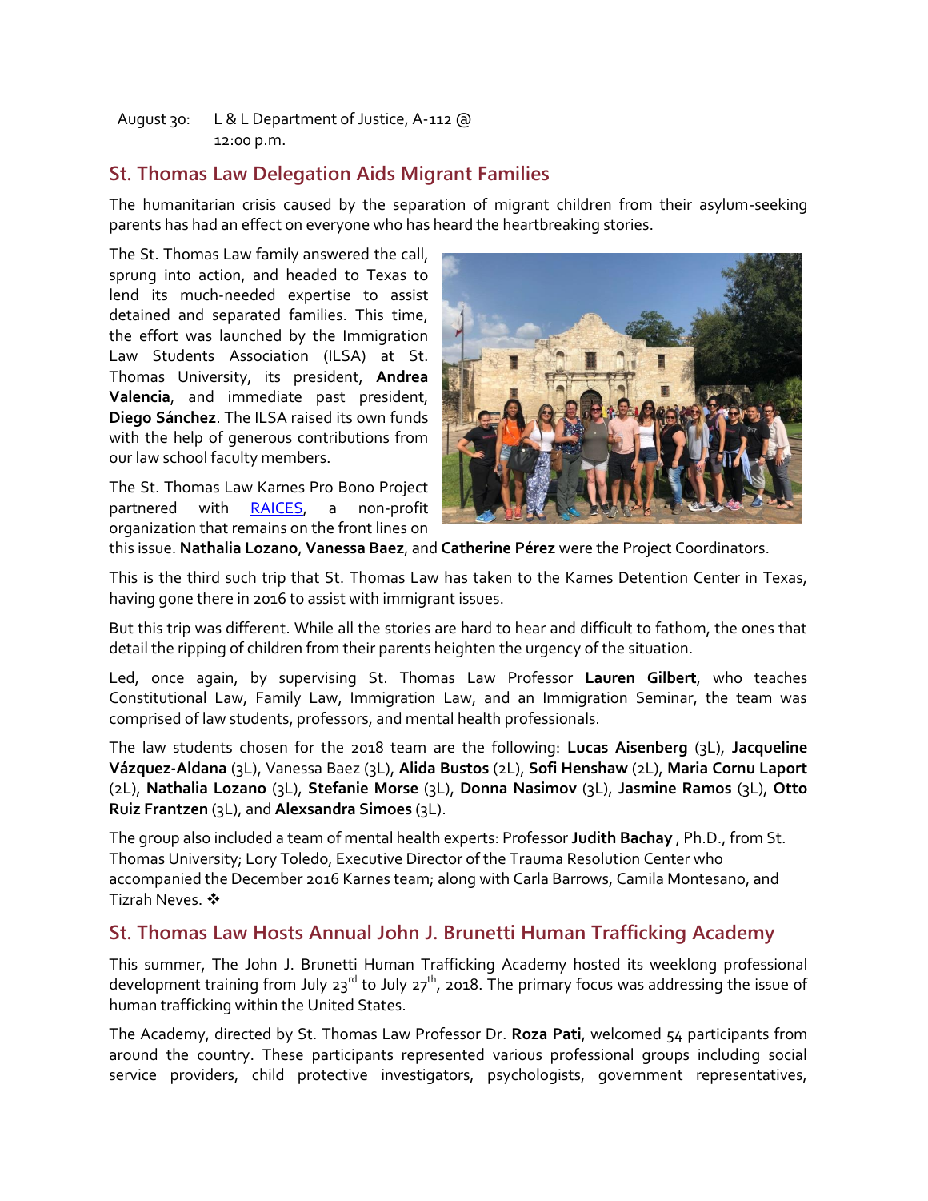August 30: L & L Department of Justice, A-112 @ 12:00 p.m.

## St. Thomas Law Delegation Aids Migrant Families

The humanitarian crisis caused by the separation of migrant children from their asylum-seeking parents has had an effect on everyone who has heard the heartbreaking stories.

The St. Thomas Law family answered the call, sprung into action, and headed to Texas to lend its much-needed expertise to assist detained and separated families. This time, the effort was launched by the Immigration Law Students Association (ILSA) at St. Thomas University, its president, **Andrea Valencia**, and immediate past president, **Diego Sánchez**. The ILSA raised its own funds with the help of generous contributions from our law school faculty members.

The St. Thomas Law Karnes Pro Bono Project partnered with RAICES, a non-profit organization that remains on the front lines on this issue. **Nathalia Lozano**, **Vanessa Baez**, and **Catherine Pérez** were the Project Coordinators.

This is the third such trip that St. Thomas Law has taken to the Karnes Detention Center in Texas, having gone there in 2016 to assist with immigrant issues.

But this trip was different. While all the stories are hard to hear and difficult to fathom, the ones that detail the ripping of children from their parents heighten the urgency of the situation.

Led, once again, by supervising St. Thomas Law Professor **Lauren Gilbert**, who teaches Constitutional Law, Family Law, Immigration Law, and an Immigration Seminar, the team was comprised of law students, professors, and mental health professionals.

The law students chosen for the 2018 team are the following: **Lucas Aisenberg** (3L), **Jacqueline Vázquez-Aldana** (3L), Vanessa Baez (3L), **Alida Bustos** (2L), **Sofi Henshaw** (2L), **Maria Cornu Laport** (2L), **Nathalia Lozano** (3L), **Stefanie Morse** (3L), **Donna Nasimov** (3L), **Jasmine Ramos** (3L), **Otto Ruiz Frantzen** (3L), and **Alexsandra Simoes** (3L).

The group also included a team of mental health experts: Professor **Judith Bachay** , Ph.D., from St. Thomas University; Lory Toledo, Executive Director of the Trauma Resolution Center who accompanied the December 2016 Karnes team; along with Carla Barrows, Camila Montesano, and Tizrah Neves. ❖

## St. Thomas Law Hosts Annual John J. Brunetti Human Trafficking Academy

This summer, The John J. Brunetti Human Trafficking Academy hosted its weeklong professional development training from July 23rd to July 27th, 2018. The primary focus was addressing the issue of human trafficking within the United States.

The Academy, directed by St. Thomas Law Professor Dr. **Roza Pati**, welcomed 54 participants from around the country. These participants represented various professional groups including social service providers, child protective investigators, psychologists, government representatives,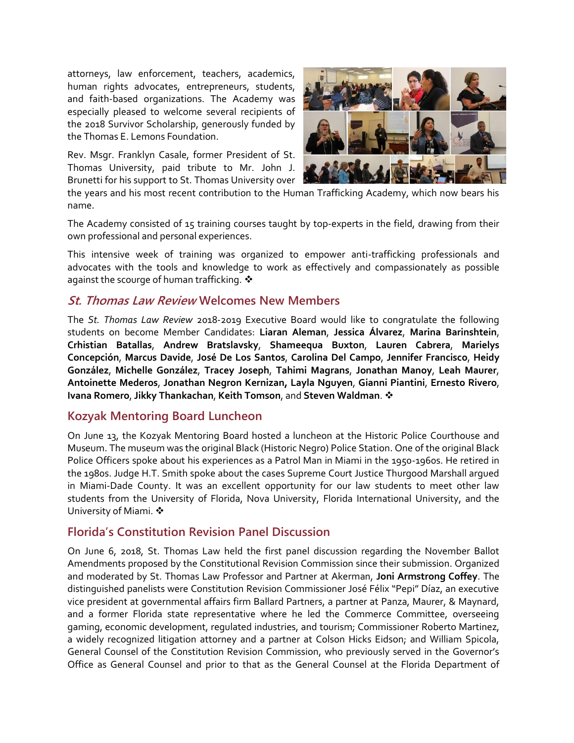attorneys, law enforcement, teachers, academics, human rights advocates, entrepreneurs, students, and faith-based organizations. The Academy was especially pleased to welcome several recipients of the 2018 Survivor Scholarship, generously funded by the Thomas E. Lemons Foundation.

Rev. Msgr. Franklyn Casale, former President of St. Thomas University, paid tribute to Mr. John J. Brunetti for his support to St. Thomas University over the years and his most recent contribution to the Human Trafficking Academy, which now bears his name.

The Academy consisted of 15 training courses taught by top-experts in the field, drawing from their own professional and personal experiences.

This intensive week of training was organized to empower anti-trafficking professionals and advocates with the tools and knowledge to work as effectively and compassionately as possible against the scourge of human trafficking. ❖

## *St. Thomas Law Review* Welcomes New Members

The *St. Thomas Law Review* 2018-2019 Executive Board would like to congratulate the following students on become Member Candidates: **Liaran Aleman**, **Jessica Álvarez**, **Marina Barinshtein**, **Crhistian Batallas**, **Andrew Bratslavsky**, **Shameequa Buxton**, **Lauren Cabrera**, **Marielys Concepción**, **Marcus Davide**, **José De Los Santos**, **Carolina Del Campo**, **Jennifer Francisco**, **Heidy González**, **Michelle González**, **Tracey Joseph**, **Tahimi Magrans**, **Jonathan Manoy**, **Leah Maurer**, **Antoinette Mederos**, **Jonathan Negron Kernizan, Layla Nguyen**, **Gianni Piantini**, **Ernesto Rivero**, **Ivana Romero**, **Jikky Thankachan**, **Keith Tomson**, and **Steven Waldman**. ❖

## Kozyak Mentoring Board Luncheon

On June 13, the Kozyak Mentoring Board hosted a luncheon at the Historic Police Courthouse and Museum. The museum was the original Black (Historic Negro) Police Station. One of the original Black Police Officers spoke about his experiences as a Patrol Man in Miami in the 1950-1960s. He retired in the 1980s. Judge H.T. Smith spoke about the cases Supreme Court Justice Thurgood Marshall argued in Miami-Dade County. It was an excellent opportunity for our law students to meet other law students from the University of Florida, Nova University, Florida International University, and the University of Miami. ❖

## Florida's Constitution Revision Panel Discussion

On June 6, 2018, St. Thomas Law held the first panel discussion regarding the November Ballot Amendments proposed by the Constitutional Revision Commission since their submission. Organized and moderated by St. Thomas Law Professor and Partner at Akerman, **Joni Armstrong Coffey**. The distinguished panelists were Constitution Revision Commissioner José Félix "Pepi" Díaz, an executive vice president at governmental affairs firm Ballard Partners, a partner at Panza, Maurer, & Maynard, and a former Florida state representative where he led the Commerce Committee, overseeing gaming, economic development, regulated industries, and tourism; Commissioner Roberto Martinez, a widely recognized litigation attorney and a partner at Colson Hicks Eidson; and William Spicola, General Counsel of the Constitution Revision Commission, who previously served in the Governor's Office as General Counsel and prior to that as the General Counsel at the Florida Department of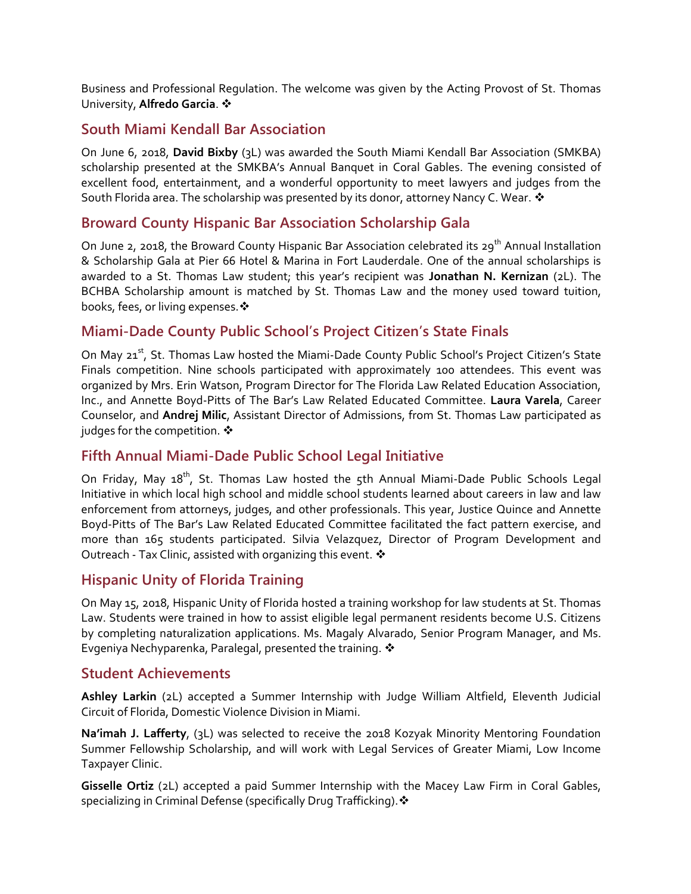Business and Professional Regulation. The welcome was given by the Acting Provost of St. Thomas University, **Alfredo Garcia**. ❖

## South Miami Kendall Bar Association

On June 6, 2018, **David Bixby** (3L) was awarded the South Miami Kendall Bar Association (SMKBA) scholarship presented at the SMKBA's Annual Banquet in Coral Gables. The evening consisted of excellent food, entertainment, and a wonderful opportunity to meet lawyers and judges from the South Florida area. The scholarship was presented by its donor, attorney Nancy C. Wear. ❖

## Broward County Hispanic Bar Association Scholarship Gala

On June 2, 2018, the Broward County Hispanic Bar Association celebrated its 29th Annual Installation & Scholarship Gala at Pier 66 Hotel & Marina in Fort Lauderdale. One of the annual scholarships is awarded to a St. Thomas Law student; this year's recipient was **Jonathan N. Kernizan** (2L). The BCHBA Scholarship amount is matched by St. Thomas Law and the money used toward tuition, books, fees, or living expenses. ❖

## Miami-Dade County Public School's Project Citizen's State Finals

On May 21st, St. Thomas Law hosted the Miami-Dade County Public School's Project Citizen's State Finals competition. Nine schools participated with approximately 100 attendees. This event was organized by Mrs. Erin Watson, Program Director for The Florida Law Related Education Association, Inc., and Annette Boyd-Pitts of The Bar's Law Related Educated Committee. **Laura Varela**, Career Counselor, and **Andrej Milic**, Assistant Director of Admissions, from St. Thomas Law participated as judges for the competition. ❖

## Fifth Annual Miami-Dade Public School Legal Initiative

On Friday, May 18th, St. Thomas Law hosted the 5th Annual Miami-Dade Public Schools Legal Initiative in which local high school and middle school students learned about careers in law and law enforcement from attorneys, judges, and other professionals. This year, Justice Quince and Annette Boyd-Pitts of The Bar's Law Related Educated Committee facilitated the fact pattern exercise, and more than 165 students participated. Silvia Velazquez, Director of Program Development and Outreach - Tax Clinic, assisted with organizing this event. ❖

## Hispanic Unity of Florida Training

On May 15, 2018, Hispanic Unity of Florida hosted a training workshop for law students at St. Thomas Law. Students were trained in how to assist eligible legal permanent residents become U.S. Citizens by completing naturalization applications. Ms. Magaly Alvarado, Senior Program Manager, and Ms. Evgeniya Nechyparenka, Paralegal, presented the training. ❖

## Student Achievements

**Ashley Larkin** (2L) accepted a Summer Internship with Judge William Altfield, Eleventh Judicial Circuit of Florida, Domestic Violence Division in Miami.

**Na'imah J. Lafferty**, (3L) was selected to receive the 2018 Kozyak Minority Mentoring Foundation Summer Fellowship Scholarship, and will work with Legal Services of Greater Miami, Low Income Taxpayer Clinic.

**Gisselle Ortiz** (2L) accepted a paid Summer Internship with the Macey Law Firm in Coral Gables, specializing in Criminal Defense (specifically Drug Trafficking). ❖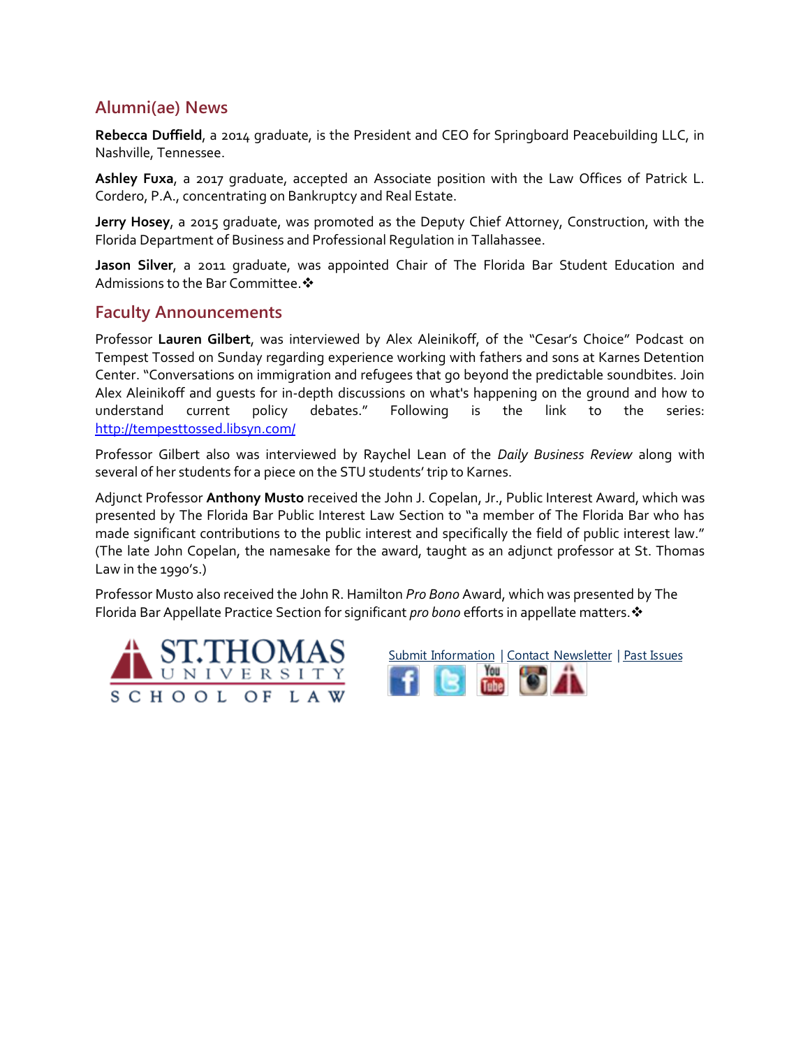## Alumni(ae) News

**Rebecca Duffield**, a 2014 graduate, is the President and CEO for Springboard Peacebuilding LLC, in Nashville, Tennessee.

**Ashley Fuxa**, a 2017 graduate, accepted an Associate position with the Law Offices of Patrick L. Cordero, P.A., concentrating on Bankruptcy and Real Estate.

**Jerry Hosey**, a 2015 graduate, was promoted as the Deputy Chief Attorney, Construction, with the Florida Department of Business and Professional Regulation in Tallahassee.

**Jason Silver**, a 2011 graduate, was appointed Chair of The Florida Bar Student Education and Admissions to the Bar Committee.❖

## Faculty Announcements

Professor **Lauren Gilbert**, was interviewed by Alex Aleinikoff, of the "Cesar's Choice" Podcast on Tempest Tossed on Sunday regarding experience working with fathers and sons at Karnes Detention Center. "Conversations on immigration and refugees that go beyond the predictable soundbites. Join Alex Aleinikoff and guests for in-depth discussions on what's happening on the ground and how to understand current policy debates." Following is the link to the series: http://tempesttossed.libsyn.com/

Professor Gilbert also was interviewed by Raychel Lean of the *Daily Business Review* along with several of her students for a piece on the STU students' trip to Karnes.

Adjunct Professor **Anthony Musto** received the John J. Copelan, Jr., Public Interest Award, which was presented by The Florida Bar Public Interest Law Section to "a member of The Florida Bar who has made significant contributions to the public interest and specifically the field of public interest law." (The late John Copelan, the namesake for the award, taught as an adjunct professor at St. Thomas Law in the 1990's.)

Professor Musto also received the John R. Hamilton *Pro Bono* Award, which was presented by The Florida Bar Appellate Practice Section for significant *pro bono* efforts in appellate matters.❖

ST.THOMAS UNIVERSITY SCHOOL OF LAW

Submit Information | Contact Newsletter | Past Issues